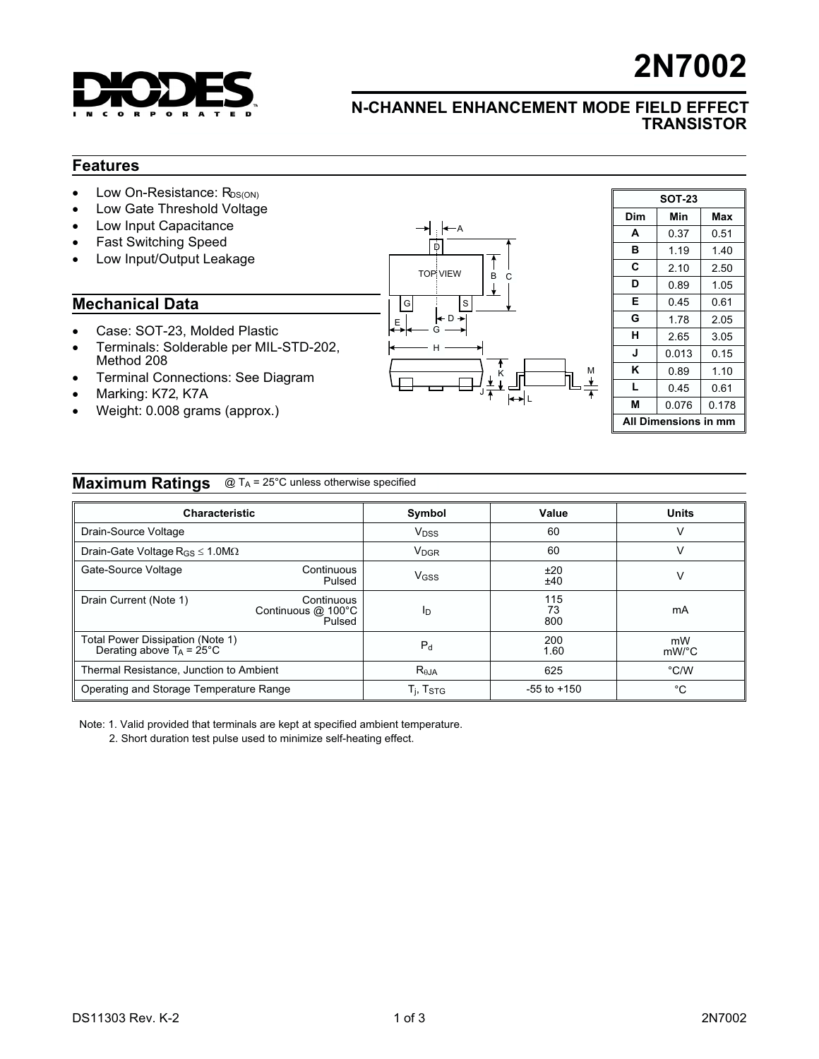# 2N7002

## N-CHANNEL ENHANCEMENT MODE FIELD EFFECT TRANSISTOR

## Features

- Low On-Resistance: $R_{DS(ON)}$
- Low Gate Threshold Voltage
- Low Input Capacitance
- Fast Switching Speed
- Low Input/Output Leakage

## Mechanical Data

- Case: SOT-23, Molded Plastic
- Terminals: Solderable per MIL-STD-202, Method 208
- Terminal Connections: See Diagram
- Marking: K72, K7A
- Weight: 0.008 grams (approx.)

| SOT-23 | | |
|---|---|---|
| **Dim** | **Min** | **Max** |
| **A** | 0.37 | 0.51 |
| **B** | 1.19 | 1.40 |
| **C** | 2.10 | 2.50 |
| **D** | 0.89 | 1.05 |
| **E** | 0.45 | 0.61 |
| **G** | 1.78 | 2.05 |
| **H** | 2.65 | 3.05 |
| **J** | 0.013 | 0.15 |
| **K** | 0.89 | 1.10 |
| **L** | 0.45 | 0.61 |
| **M** | 0.076 | 0.178 |
| **All Dimensions in mm** | | |

## Maximum Ratings

@ $T_A$ = 25°C unless otherwise specified

| Characteristic | Symbol | Value | Units |
|---|---|---|---|
| Drain-Source Voltage | $V_{DSS}$ | 60 | V |
| Drain-Gate Voltage $R_{GS} \leq 1.0M\Omega$ | $V_{DGR}$ | 60 | V |
| Gate-Source Voltage Continuous / Pulsed | $V_{GSS}$ | ±20 / ±40 | V |
| Drain Current (Note 1) Continuous / Continuous @ 100°C / Pulsed | $I_D$ | 115 / 73 / 800 | mA |
| Total Power Dissipation (Note 1) / Derating above $T_A$ = 25°C | $P_d$ | 200 / 1.60 | mW / mW/°C |
| Thermal Resistance, Junction to Ambient | $R_{\theta JA}$ | 625 | °C/W |
| Operating and Storage Temperature Range | $T_j$, $T_{STG}$ | -55 to +150 | °C |

Note: 1. Valid provided that terminals are kept at specified ambient temperature.
2. Short duration test pulse used to minimize self-heating effect.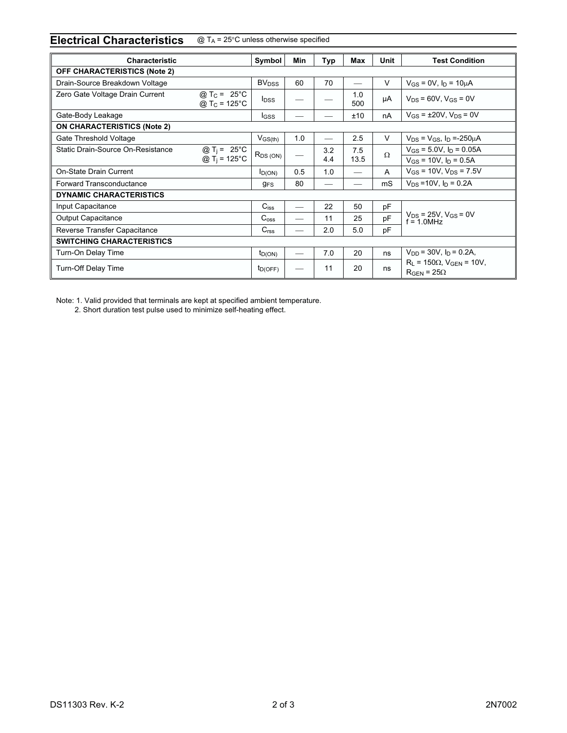## Electrical Characteristics

@ $T_A$ = 25°C unless otherwise specified

| Characteristic | | Symbol | Min | Typ | Max | Unit | Test Condition |
|---|---|---|---|---|---|---|---|
| **OFF CHARACTERISTICS (Note 2)** | | | | | | | |
| Drain-Source Breakdown Voltage | | $BV_{DSS}$ | 60 | 70 | — | V | $V_{GS}$ = 0V, $I_D$ = 10μA |
| Zero Gate Voltage Drain Current | @ $T_C$ = 25°C<br>@ $T_C$ = 125°C | $I_{DSS}$ | — | — | 1.0<br>500 | μA | $V_{DS}$ = 60V, $V_{GS}$ = 0V |
| Gate-Body Leakage | | $I_{GSS}$ | — | — | ±10 | nA | $V_{GS}$ = ±20V, $V_{DS}$ = 0V |
| **ON CHARACTERISTICS (Note 2)** | | | | | | | |
| Gate Threshold Voltage | | $V_{GS(th)}$ | 1.0 | — | 2.5 | V | $V_{DS}$ = $V_{GS}$, $I_D$ =-250μA |
| Static Drain-Source On-Resistance | @ $T_j$ = 25°C<br>@ $T_j$ = 125°C | $R_{DS\,(ON)}$ | — | 3.2<br>4.4 | 7.5<br>13.5 | Ω | $V_{GS}$ = 5.0V, $I_D$ = 0.05A<br>$V_{GS}$ = 10V, $I_D$ = 0.5A |
| On-State Drain Current | | $I_{D(ON)}$ | 0.5 | 1.0 | — | A | $V_{GS}$ = 10V, $V_{DS}$ = 7.5V |
| Forward Transconductance | | $g_{FS}$ | 80 | — | — | mS | $V_{DS}$ =10V, $I_D$ = 0.2A |
| **DYNAMIC CHARACTERISTICS** | | | | | | | |
| Input Capacitance | | $C_{iss}$ | — | 22 | 50 | pF | $V_{DS}$ = 25V, $V_{GS}$ = 0V<br>f = 1.0MHz |
| Output Capacitance | | $C_{oss}$ | — | 11 | 25 | pF | |
| Reverse Transfer Capacitance | | $C_{rss}$ | — | 2.0 | 5.0 | pF | |
| **SWITCHING CHARACTERISTICS** | | | | | | | |
| Turn-On Delay Time | | $t_{D(ON)}$ | — | 7.0 | 20 | ns | $V_{DD}$ = 30V, $I_D$ = 0.2A,<br>$R_L$ = 150Ω, $V_{GEN}$ = 10V,<br>$R_{GEN}$ = 25Ω |
| Turn-Off Delay Time | | $t_{D(OFF)}$ | — | 11 | 20 | ns | |

Note: 1. Valid provided that terminals are kept at specified ambient temperature.
2. Short duration test pulse used to minimize self-heating effect.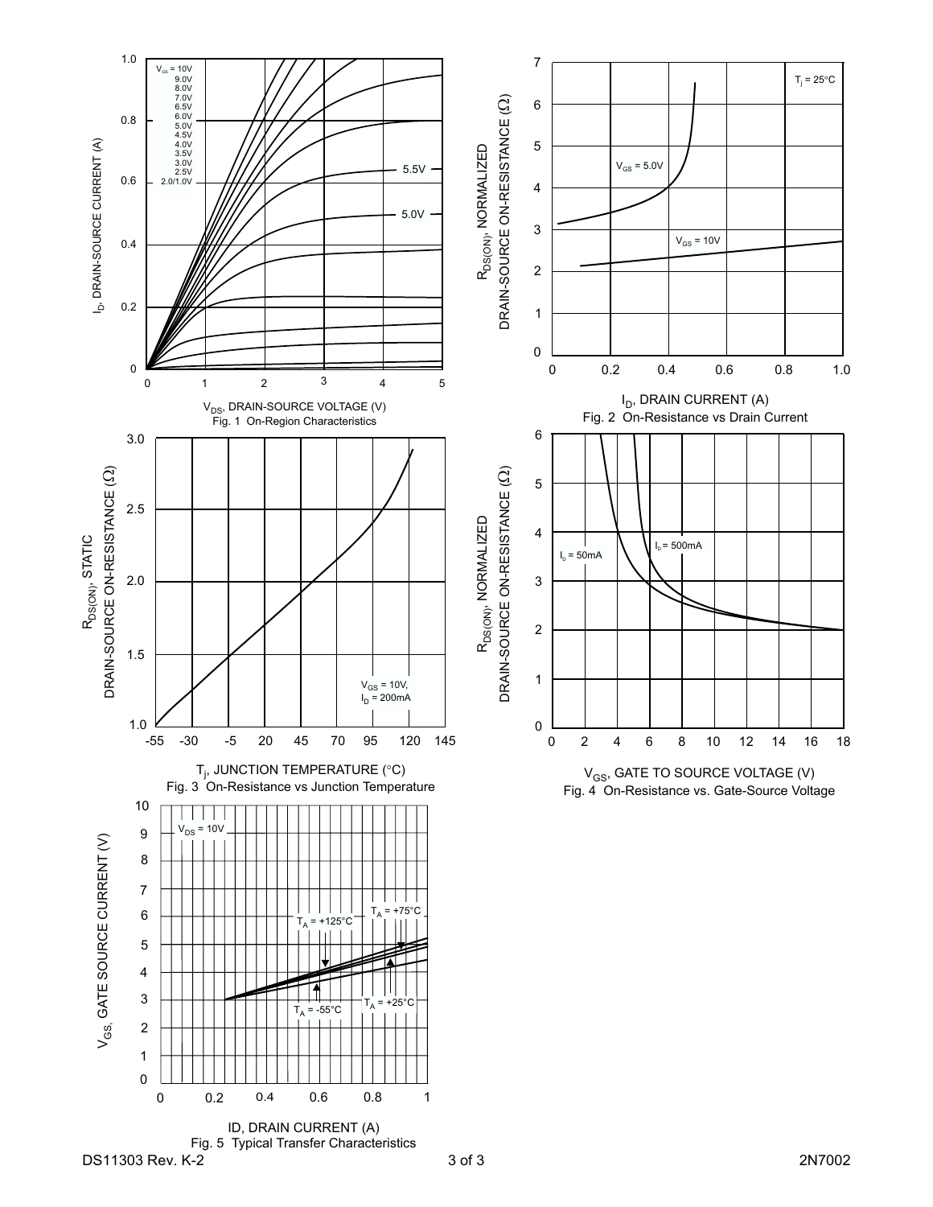$V_{GS}$ = 10V
9.0V
8.0V
7.0V
6.5V
6.0V
5.0V
4.5V
4.0V
3.5V
3.0V
2.5V
2.0/1.0V

5.5V

5.0V

$I_D$, DRAIN-SOURCE CURRENT (A)

0
0.2
0.4
0.6
0.8
1.0

0
1
2
3
4
5

$V_{DS}$, DRAIN-SOURCE VOLTAGE (V)

Fig. 1 On-Region Characteristics

$T_j$ = 25°C

$V_{GS}$ = 5.0V

$V_{GS}$ = 10V

$R_{DS(ON)}$, NORMALIZED DRAIN-SOURCE ON-RESISTANCE (Ω)

0
1
2
3
4
5
6
7

0
0.2
0.4
0.6
0.8
1.0

$I_D$, DRAIN CURRENT (A)

Fig. 2 On-Resistance vs Drain Current

$R_{DS(ON)}$, STATIC DRAIN-SOURCE ON-RESISTANCE (Ω)

1.0
1.5
2.0
2.5
3.0

$V_{GS}$ = 10V,
$I_D$ = 200mA

-55
-30
-5
20
45
70
95
120
145

$T_j$, JUNCTION TEMPERATURE (°C)

Fig. 3 On-Resistance vs Junction Temperature

$I_D$ = 50mA

$I_D$ = 500mA

$R_{DS(ON)}$, NORMALIZED DRAIN-SOURCE ON-RESISTANCE (Ω)

0
1
2
3
4
5
6

0
2
4
6
8
10
12
14
16
18

$V_{GS}$, GATE TO SOURCE VOLTAGE (V)

Fig. 4 On-Resistance vs. Gate-Source Voltage

$V_{DS}$ = 10V

$T_A$ = +125°C

$T_A$ = +75°C

$T_A$ = -55°C

$T_A$ = +25°C

$V_{GS}$, GATE SOURCE CURRENT (V)

0
1
2
3
4
5
6
7
8
9
10

0
0.2
0.4
0.6
0.8
1

ID, DRAIN CURRENT (A)

Fig. 5 Typical Transfer Characteristics

DS11303 Rev. K-2

2N7002